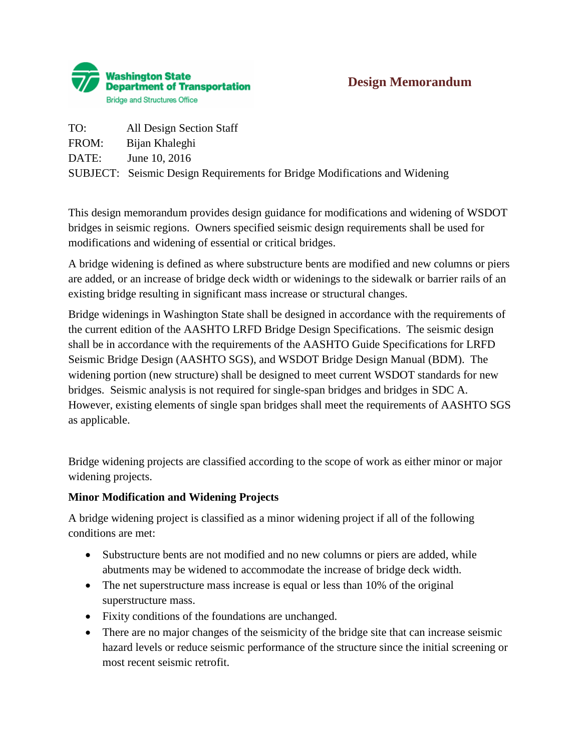Washington State Department of Transportation
Bridge and Structures Office

# Design Memorandum

TO: All Design Section Staff
FROM: Bijan Khaleghi
DATE: June 10, 2016
SUBJECT: Seismic Design Requirements for Bridge Modifications and Widening

This design memorandum provides design guidance for modifications and widening of WSDOT bridges in seismic regions. Owners specified seismic design requirements shall be used for modifications and widening of essential or critical bridges.

A bridge widening is defined as where substructure bents are modified and new columns or piers are added, or an increase of bridge deck width or widenings to the sidewalk or barrier rails of an existing bridge resulting in significant mass increase or structural changes.

Bridge widenings in Washington State shall be designed in accordance with the requirements of the current edition of the AASHTO LRFD Bridge Design Specifications. The seismic design shall be in accordance with the requirements of the AASHTO Guide Specifications for LRFD Seismic Bridge Design (AASHTO SGS), and WSDOT Bridge Design Manual (BDM). The widening portion (new structure) shall be designed to meet current WSDOT standards for new bridges. Seismic analysis is not required for single-span bridges and bridges in SDC A. However, existing elements of single span bridges shall meet the requirements of AASHTO SGS as applicable.

Bridge widening projects are classified according to the scope of work as either minor or major widening projects.

**Minor Modification and Widening Projects**

A bridge widening project is classified as a minor widening project if all of the following conditions are met:

- Substructure bents are not modified and no new columns or piers are added, while abutments may be widened to accommodate the increase of bridge deck width.
- The net superstructure mass increase is equal or less than 10% of the original superstructure mass.
- Fixity conditions of the foundations are unchanged.
- There are no major changes of the seismicity of the bridge site that can increase seismic hazard levels or reduce seismic performance of the structure since the initial screening or most recent seismic retrofit.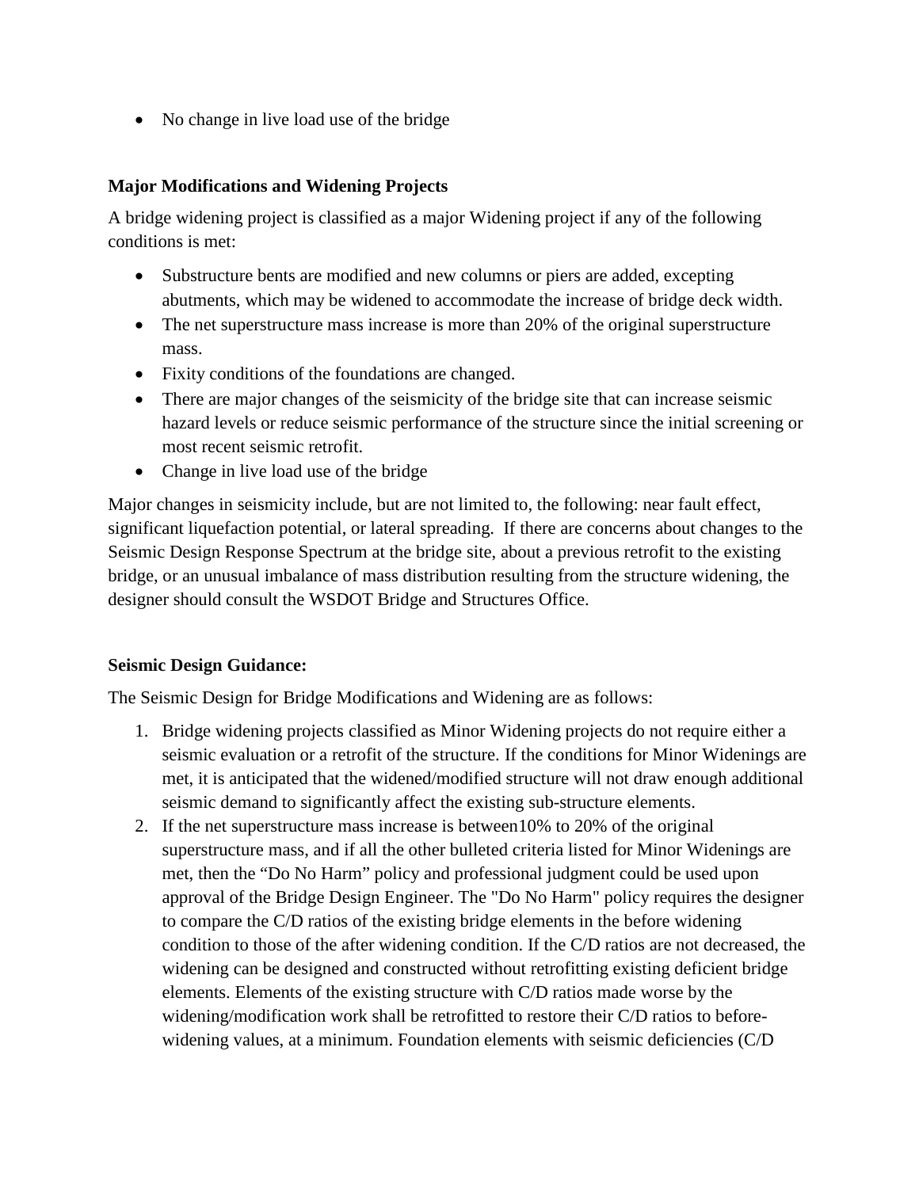- No change in live load use of the bridge

**Major Modifications and Widening Projects**

A bridge widening project is classified as a major Widening project if any of the following conditions is met:

- Substructure bents are modified and new columns or piers are added, excepting abutments, which may be widened to accommodate the increase of bridge deck width.
- The net superstructure mass increase is more than 20% of the original superstructure mass.
- Fixity conditions of the foundations are changed.
- There are major changes of the seismicity of the bridge site that can increase seismic hazard levels or reduce seismic performance of the structure since the initial screening or most recent seismic retrofit.
- Change in live load use of the bridge

Major changes in seismicity include, but are not limited to, the following: near fault effect, significant liquefaction potential, or lateral spreading. If there are concerns about changes to the Seismic Design Response Spectrum at the bridge site, about a previous retrofit to the existing bridge, or an unusual imbalance of mass distribution resulting from the structure widening, the designer should consult the WSDOT Bridge and Structures Office.

**Seismic Design Guidance:**

The Seismic Design for Bridge Modifications and Widening are as follows:

1. Bridge widening projects classified as Minor Widening projects do not require either a seismic evaluation or a retrofit of the structure. If the conditions for Minor Widenings are met, it is anticipated that the widened/modified structure will not draw enough additional seismic demand to significantly affect the existing sub-structure elements.
2. If the net superstructure mass increase is between10% to 20% of the original superstructure mass, and if all the other bulleted criteria listed for Minor Widenings are met, then the "Do No Harm" policy and professional judgment could be used upon approval of the Bridge Design Engineer. The "Do No Harm" policy requires the designer to compare the C/D ratios of the existing bridge elements in the before widening condition to those of the after widening condition. If the C/D ratios are not decreased, the widening can be designed and constructed without retrofitting existing deficient bridge elements. Elements of the existing structure with C/D ratios made worse by the widening/modification work shall be retrofitted to restore their C/D ratios to before-widening values, at a minimum. Foundation elements with seismic deficiencies (C/D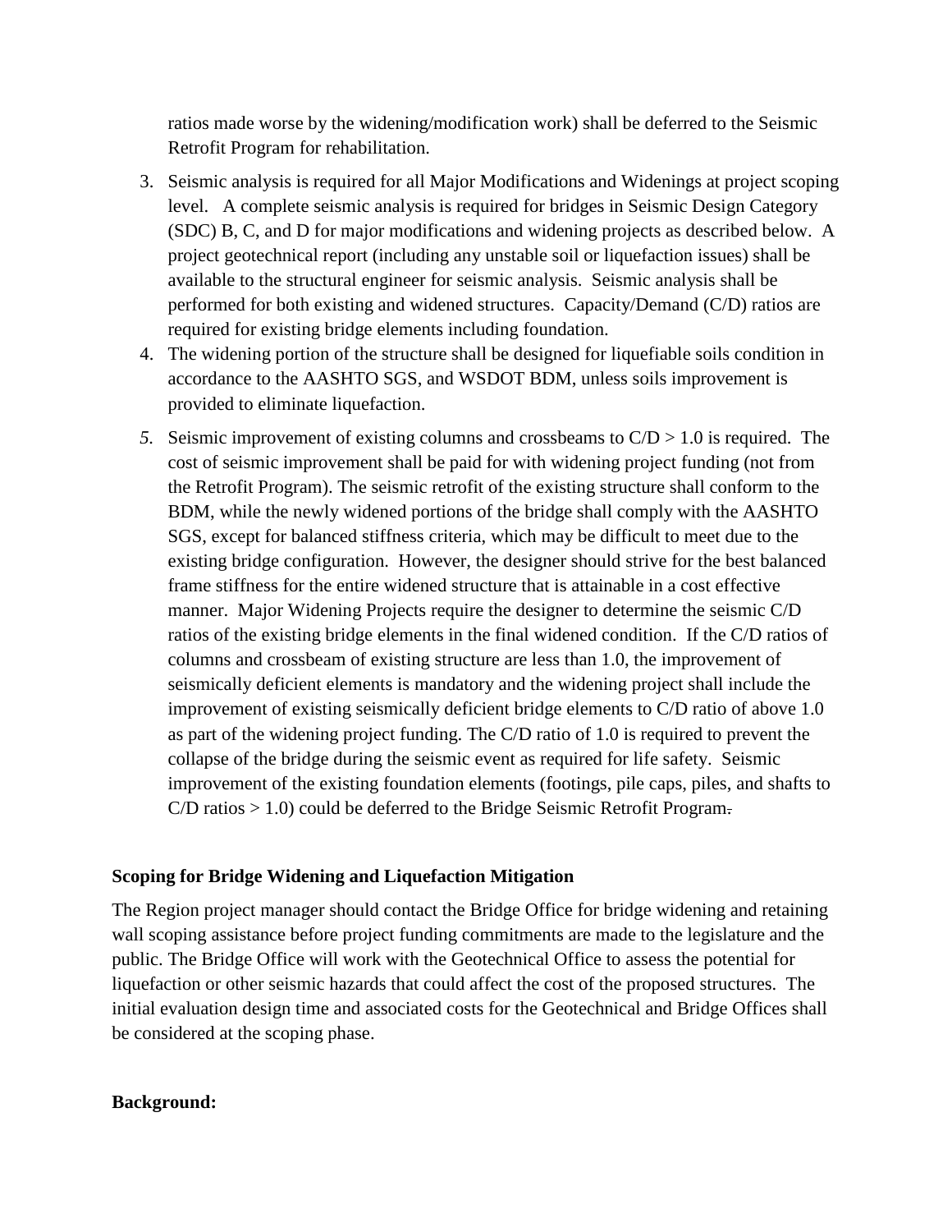ratios made worse by the widening/modification work) shall be deferred to the Seismic Retrofit Program for rehabilitation.

3. Seismic analysis is required for all Major Modifications and Widenings at project scoping level. A complete seismic analysis is required for bridges in Seismic Design Category (SDC) B, C, and D for major modifications and widening projects as described below. A project geotechnical report (including any unstable soil or liquefaction issues) shall be available to the structural engineer for seismic analysis. Seismic analysis shall be performed for both existing and widened structures. Capacity/Demand (C/D) ratios are required for existing bridge elements including foundation.
4. The widening portion of the structure shall be designed for liquefiable soils condition in accordance to the AASHTO SGS, and WSDOT BDM, unless soils improvement is provided to eliminate liquefaction.
5. Seismic improvement of existing columns and crossbeams to C/D > 1.0 is required. The cost of seismic improvement shall be paid for with widening project funding (not from the Retrofit Program). The seismic retrofit of the existing structure shall conform to the BDM, while the newly widened portions of the bridge shall comply with the AASHTO SGS, except for balanced stiffness criteria, which may be difficult to meet due to the existing bridge configuration. However, the designer should strive for the best balanced frame stiffness for the entire widened structure that is attainable in a cost effective manner. Major Widening Projects require the designer to determine the seismic C/D ratios of the existing bridge elements in the final widened condition. If the C/D ratios of columns and crossbeam of existing structure are less than 1.0, the improvement of seismically deficient elements is mandatory and the widening project shall include the improvement of existing seismically deficient bridge elements to C/D ratio of above 1.0 as part of the widening project funding. The C/D ratio of 1.0 is required to prevent the collapse of the bridge during the seismic event as required for life safety. Seismic improvement of the existing foundation elements (footings, pile caps, piles, and shafts to C/D ratios > 1.0) could be deferred to the Bridge Seismic Retrofit Program.

**Scoping for Bridge Widening and Liquefaction Mitigation**

The Region project manager should contact the Bridge Office for bridge widening and retaining wall scoping assistance before project funding commitments are made to the legislature and the public. The Bridge Office will work with the Geotechnical Office to assess the potential for liquefaction or other seismic hazards that could affect the cost of the proposed structures. The initial evaluation design time and associated costs for the Geotechnical and Bridge Offices shall be considered at the scoping phase.

**Background:**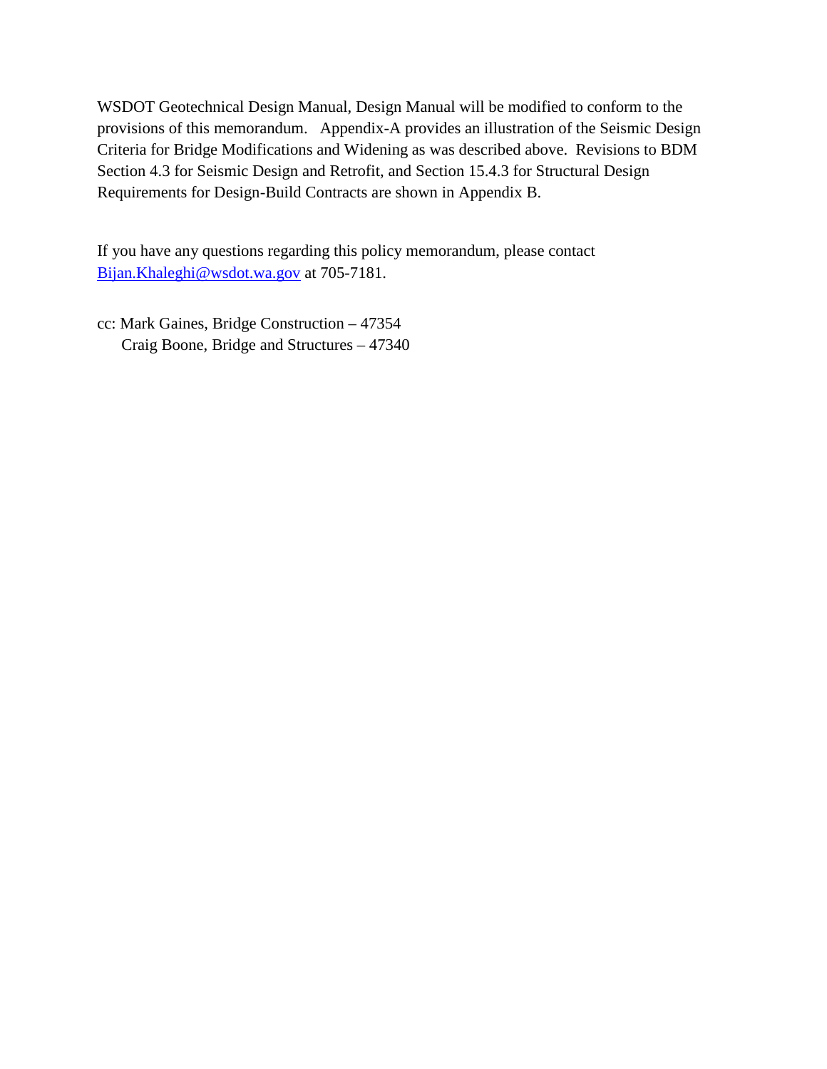WSDOT Geotechnical Design Manual, Design Manual will be modified to conform to the provisions of this memorandum. Appendix-A provides an illustration of the Seismic Design Criteria for Bridge Modifications and Widening as was described above. Revisions to BDM Section 4.3 for Seismic Design and Retrofit, and Section 15.4.3 for Structural Design Requirements for Design-Build Contracts are shown in Appendix B.

If you have any questions regarding this policy memorandum, please contact [Bijan.Khaleghi@wsdot.wa.gov](mailto:Bijan.Khaleghi@wsdot.wa.gov) at 705-7181.

cc: Mark Gaines, Bridge Construction – 47354
    Craig Boone, Bridge and Structures – 47340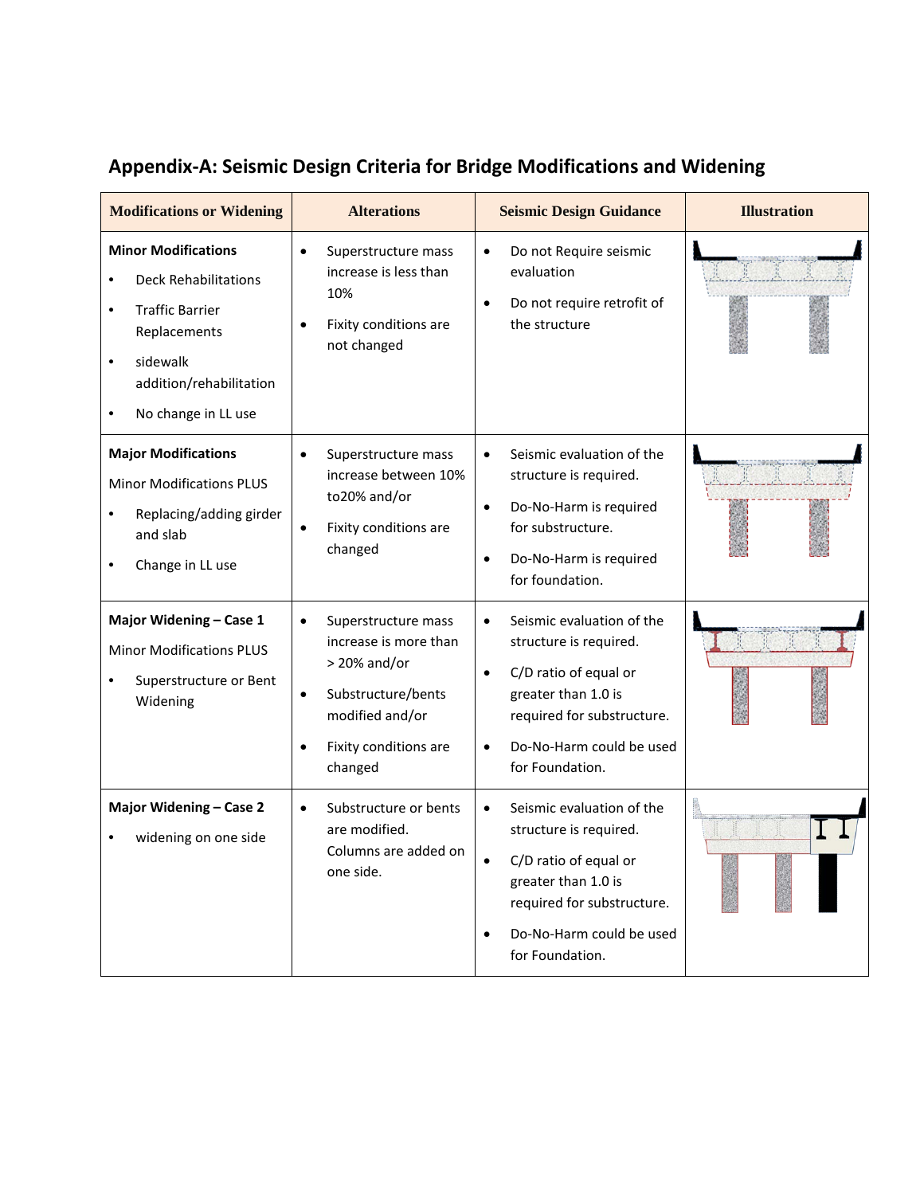## Appendix-A: Seismic Design Criteria for Bridge Modifications and Widening

| Modifications or Widening | Alterations | Seismic Design Guidance | Illustration |
|---|---|---|---|
| **Minor Modifications**<br>• Deck Rehabilitations<br>• Traffic Barrier Replacements<br>• sidewalk addition/rehabilitation<br>• No change in LL use | • Superstructure mass increase is less than 10%<br>• Fixity conditions are not changed | • Do not Require seismic evaluation<br>• Do not require retrofit of the structure | |
| **Major Modifications**<br>Minor Modifications PLUS<br>• Replacing/adding girder and slab<br>• Change in LL use | • Superstructure mass increase between 10% to20% and/or<br>• Fixity conditions are changed | • Seismic evaluation of the structure is required.<br>• Do-No-Harm is required for substructure.<br>• Do-No-Harm is required for foundation. | |
| **Major Widening – Case 1**<br>Minor Modifications PLUS<br>• Superstructure or Bent Widening | • Superstructure mass increase is more than > 20% and/or<br>• Substructure/bents modified and/or<br>• Fixity conditions are changed | • Seismic evaluation of the structure is required.<br>• C/D ratio of equal or greater than 1.0 is required for substructure.<br>• Do-No-Harm could be used for Foundation. | |
| **Major Widening – Case 2**<br>• widening on one side | • Substructure or bents are modified. Columns are added on one side. | • Seismic evaluation of the structure is required.<br>• C/D ratio of equal or greater than 1.0 is required for substructure.<br>• Do-No-Harm could be used for Foundation. | |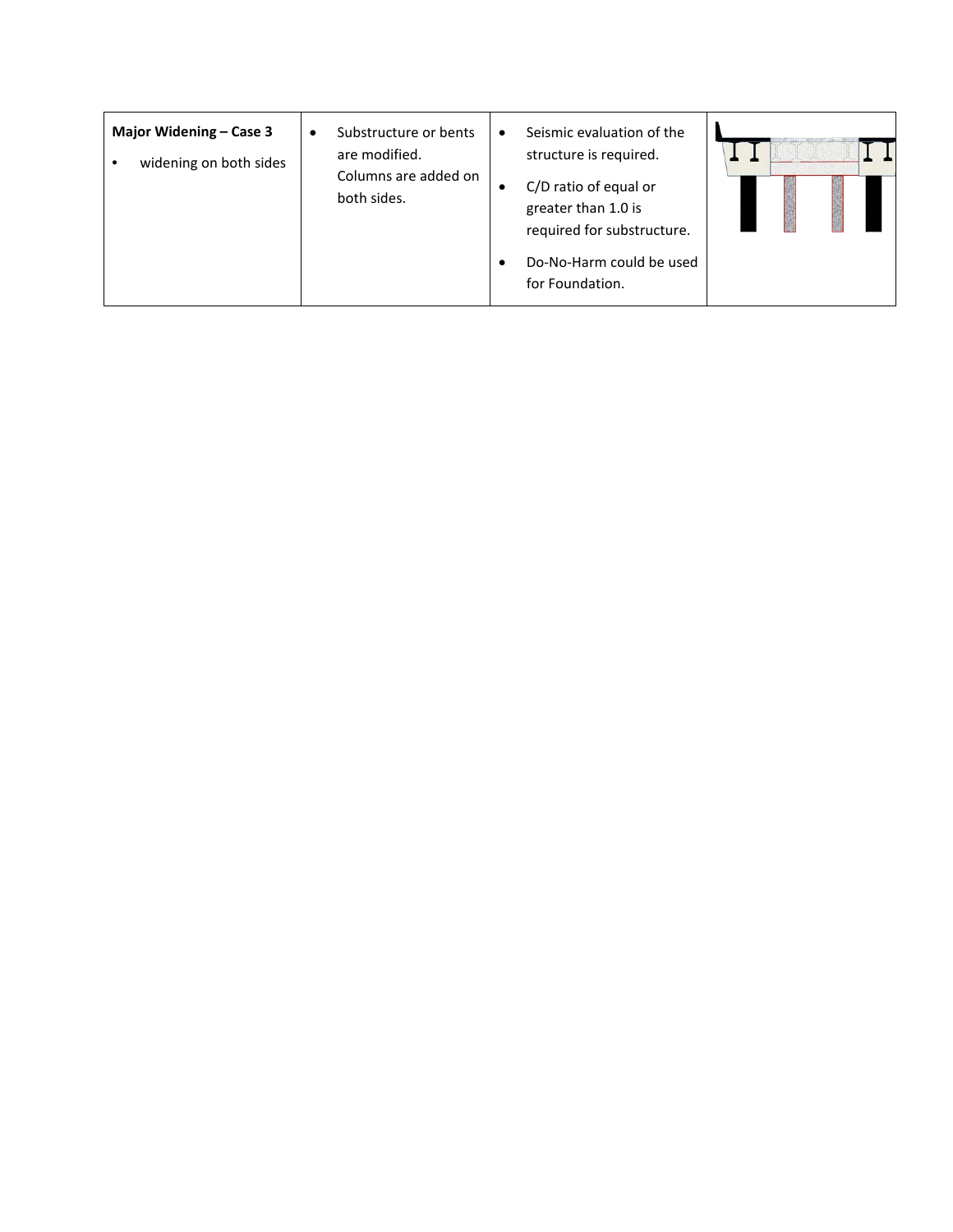| Major Widening – Case 3 | | | |
|---|---|---|---|
| **Major Widening – Case 3**<br>• widening on both sides | • Substructure or bents are modified. Columns are added on both sides. | • Seismic evaluation of the structure is required.<br>• C/D ratio of equal or greater than 1.0 is required for substructure.<br>• Do-No-Harm could be used for Foundation. | |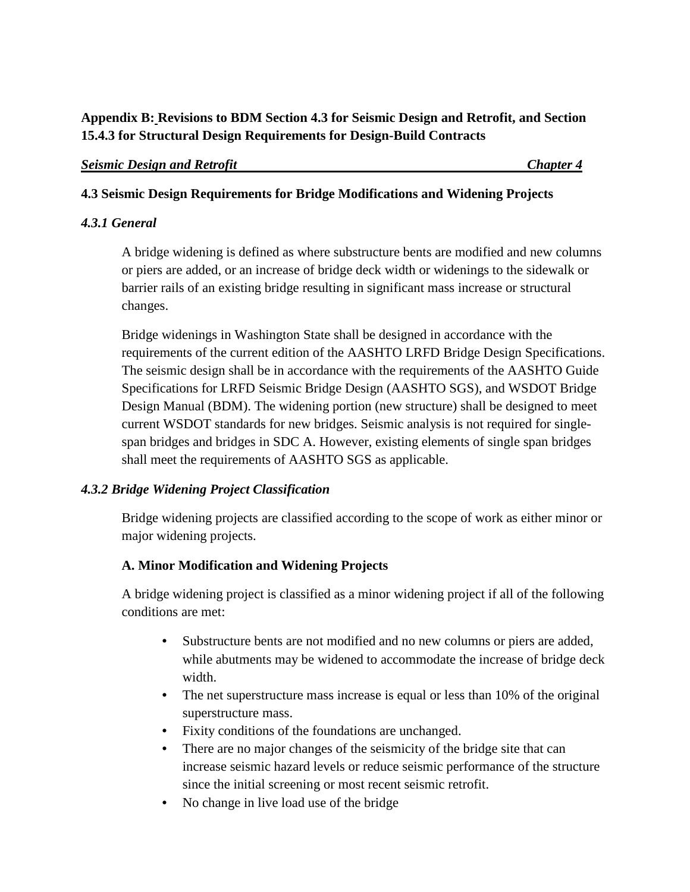**Appendix B: Revisions to BDM Section 4.3 for Seismic Design and Retrofit, and Section 15.4.3 for Structural Design Requirements for Design-Build Contracts**

***Seismic Design and Retrofit*** ***Chapter 4***

## 4.3 Seismic Design Requirements for Bridge Modifications and Widening Projects

### *4.3.1 General*

A bridge widening is defined as where substructure bents are modified and new columns or piers are added, or an increase of bridge deck width or widenings to the sidewalk or barrier rails of an existing bridge resulting in significant mass increase or structural changes.

Bridge widenings in Washington State shall be designed in accordance with the requirements of the current edition of the AASHTO LRFD Bridge Design Specifications. The seismic design shall be in accordance with the requirements of the AASHTO Guide Specifications for LRFD Seismic Bridge Design (AASHTO SGS), and WSDOT Bridge Design Manual (BDM). The widening portion (new structure) shall be designed to meet current WSDOT standards for new bridges. Seismic analysis is not required for single-span bridges and bridges in SDC A. However, existing elements of single span bridges shall meet the requirements of AASHTO SGS as applicable.

### *4.3.2 Bridge Widening Project Classification*

Bridge widening projects are classified according to the scope of work as either minor or major widening projects.

**A. Minor Modification and Widening Projects**

A bridge widening project is classified as a minor widening project if all of the following conditions are met:

- Substructure bents are not modified and no new columns or piers are added, while abutments may be widened to accommodate the increase of bridge deck width.
- The net superstructure mass increase is equal or less than 10% of the original superstructure mass.
- Fixity conditions of the foundations are unchanged.
- There are no major changes of the seismicity of the bridge site that can increase seismic hazard levels or reduce seismic performance of the structure since the initial screening or most recent seismic retrofit.
- No change in live load use of the bridge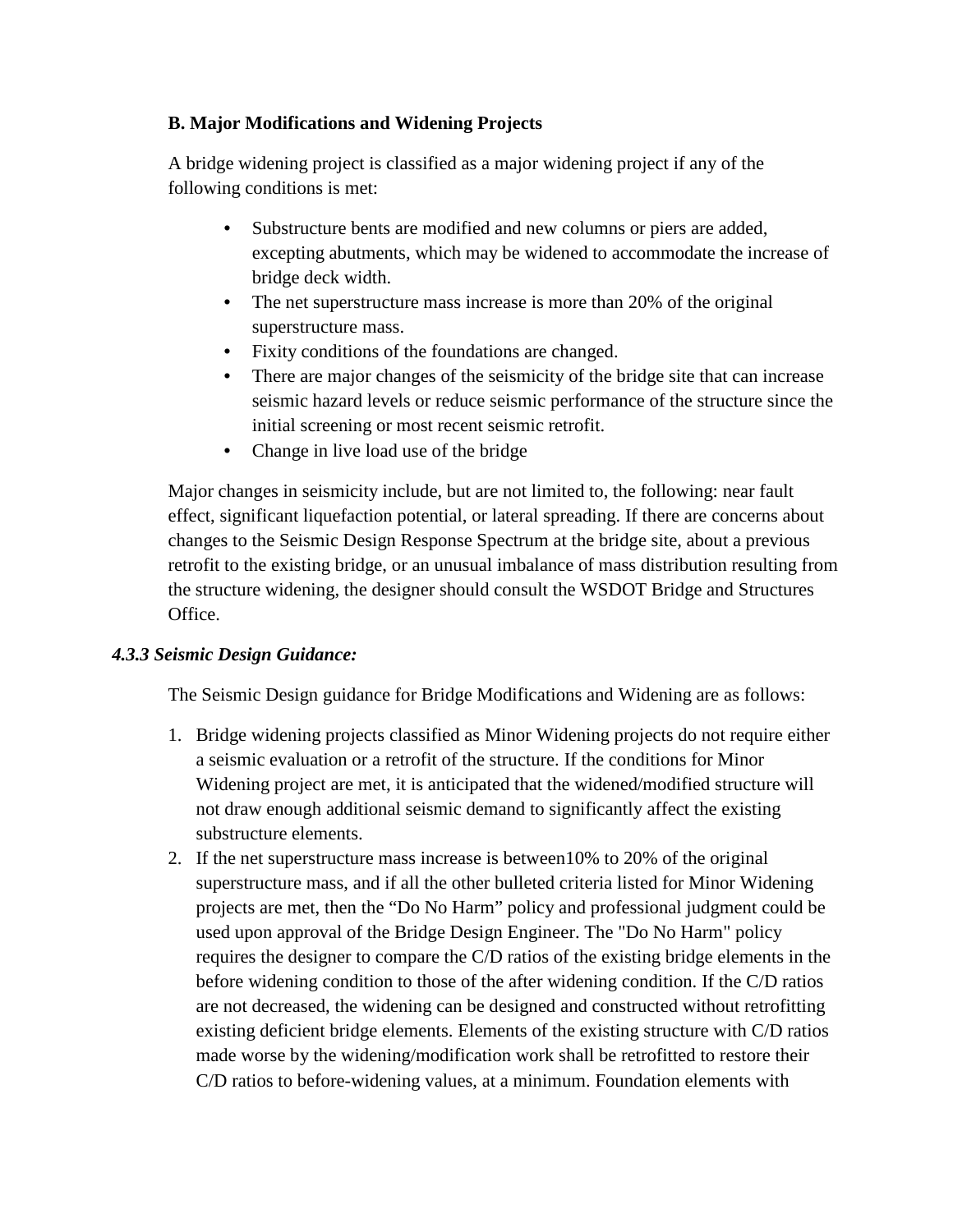**B. Major Modifications and Widening Projects**

A bridge widening project is classified as a major widening project if any of the following conditions is met:

- Substructure bents are modified and new columns or piers are added, excepting abutments, which may be widened to accommodate the increase of bridge deck width.
- The net superstructure mass increase is more than 20% of the original superstructure mass.
- Fixity conditions of the foundations are changed.
- There are major changes of the seismicity of the bridge site that can increase seismic hazard levels or reduce seismic performance of the structure since the initial screening or most recent seismic retrofit.
- Change in live load use of the bridge

Major changes in seismicity include, but are not limited to, the following: near fault effect, significant liquefaction potential, or lateral spreading. If there are concerns about changes to the Seismic Design Response Spectrum at the bridge site, about a previous retrofit to the existing bridge, or an unusual imbalance of mass distribution resulting from the structure widening, the designer should consult the WSDOT Bridge and Structures Office.

### *4.3.3 Seismic Design Guidance:*

The Seismic Design guidance for Bridge Modifications and Widening are as follows:

1. Bridge widening projects classified as Minor Widening projects do not require either a seismic evaluation or a retrofit of the structure. If the conditions for Minor Widening project are met, it is anticipated that the widened/modified structure will not draw enough additional seismic demand to significantly affect the existing substructure elements.
2. If the net superstructure mass increase is between10% to 20% of the original superstructure mass, and if all the other bulleted criteria listed for Minor Widening projects are met, then the "Do No Harm" policy and professional judgment could be used upon approval of the Bridge Design Engineer. The "Do No Harm" policy requires the designer to compare the C/D ratios of the existing bridge elements in the before widening condition to those of the after widening condition. If the C/D ratios are not decreased, the widening can be designed and constructed without retrofitting existing deficient bridge elements. Elements of the existing structure with C/D ratios made worse by the widening/modification work shall be retrofitted to restore their C/D ratios to before-widening values, at a minimum. Foundation elements with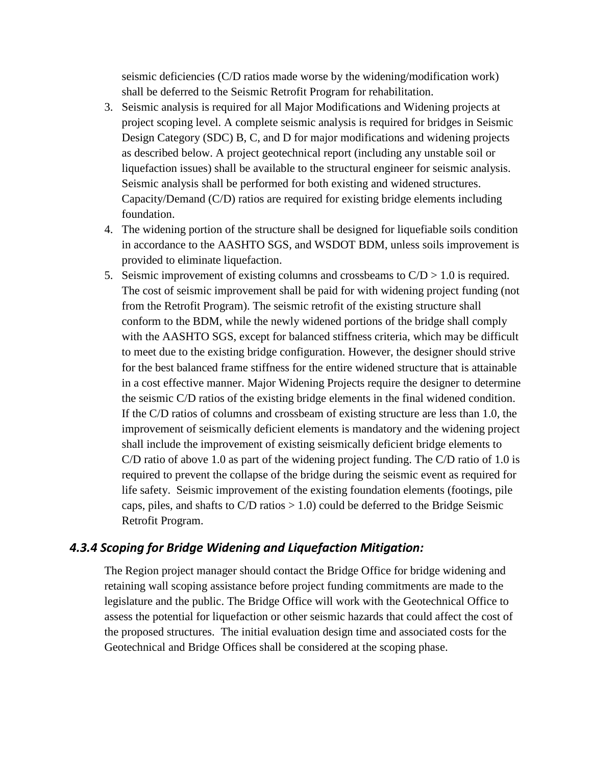seismic deficiencies (C/D ratios made worse by the widening/modification work) shall be deferred to the Seismic Retrofit Program for rehabilitation.

3. Seismic analysis is required for all Major Modifications and Widening projects at project scoping level. A complete seismic analysis is required for bridges in Seismic Design Category (SDC) B, C, and D for major modifications and widening projects as described below. A project geotechnical report (including any unstable soil or liquefaction issues) shall be available to the structural engineer for seismic analysis. Seismic analysis shall be performed for both existing and widened structures. Capacity/Demand (C/D) ratios are required for existing bridge elements including foundation.
4. The widening portion of the structure shall be designed for liquefiable soils condition in accordance to the AASHTO SGS, and WSDOT BDM, unless soils improvement is provided to eliminate liquefaction.
5. Seismic improvement of existing columns and crossbeams to C/D > 1.0 is required. The cost of seismic improvement shall be paid for with widening project funding (not from the Retrofit Program). The seismic retrofit of the existing structure shall conform to the BDM, while the newly widened portions of the bridge shall comply with the AASHTO SGS, except for balanced stiffness criteria, which may be difficult to meet due to the existing bridge configuration. However, the designer should strive for the best balanced frame stiffness for the entire widened structure that is attainable in a cost effective manner. Major Widening Projects require the designer to determine the seismic C/D ratios of the existing bridge elements in the final widened condition. If the C/D ratios of columns and crossbeam of existing structure are less than 1.0, the improvement of seismically deficient elements is mandatory and the widening project shall include the improvement of existing seismically deficient bridge elements to C/D ratio of above 1.0 as part of the widening project funding. The C/D ratio of 1.0 is required to prevent the collapse of the bridge during the seismic event as required for life safety. Seismic improvement of the existing foundation elements (footings, pile caps, piles, and shafts to C/D ratios > 1.0) could be deferred to the Bridge Seismic Retrofit Program.

### *4.3.4 Scoping for Bridge Widening and Liquefaction Mitigation:*

The Region project manager should contact the Bridge Office for bridge widening and retaining wall scoping assistance before project funding commitments are made to the legislature and the public. The Bridge Office will work with the Geotechnical Office to assess the potential for liquefaction or other seismic hazards that could affect the cost of the proposed structures. The initial evaluation design time and associated costs for the Geotechnical and Bridge Offices shall be considered at the scoping phase.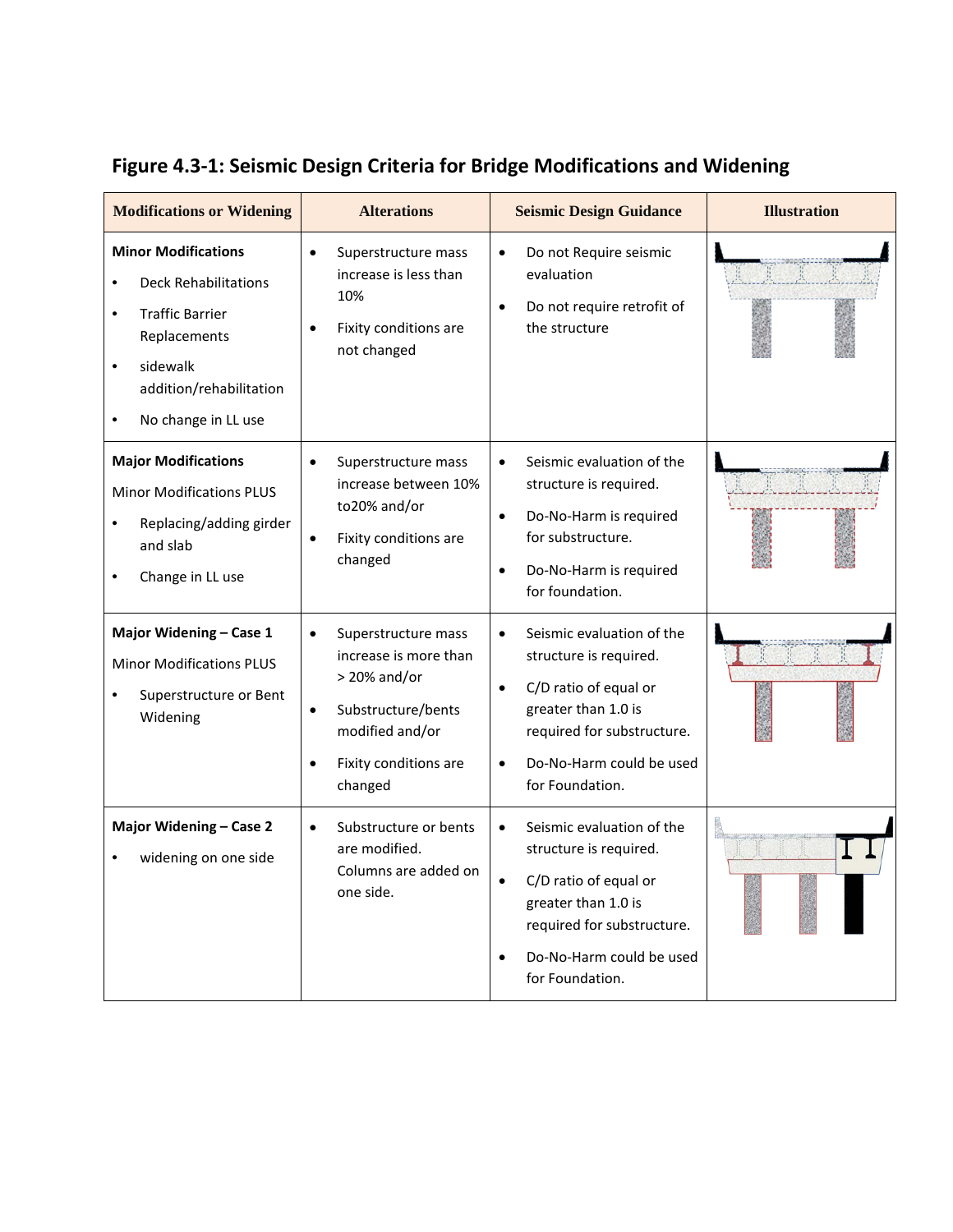## Figure 4.3-1: Seismic Design Criteria for Bridge Modifications and Widening

| Modifications or Widening | Alterations | Seismic Design Guidance | Illustration |
|---|---|---|---|
| **Minor Modifications**<br>• Deck Rehabilitations<br>• Traffic Barrier Replacements<br>• sidewalk addition/rehabilitation<br>• No change in LL use | • Superstructure mass increase is less than 10%<br>• Fixity conditions are not changed | • Do not Require seismic evaluation<br>• Do not require retrofit of the structure | |
| **Major Modifications**<br>Minor Modifications PLUS<br>• Replacing/adding girder and slab<br>• Change in LL use | • Superstructure mass increase between 10% to20% and/or<br>• Fixity conditions are changed | • Seismic evaluation of the structure is required.<br>• Do-No-Harm is required for substructure.<br>• Do-No-Harm is required for foundation. | |
| **Major Widening – Case 1**<br>Minor Modifications PLUS<br>• Superstructure or Bent Widening | • Superstructure mass increase is more than > 20% and/or<br>• Substructure/bents modified and/or<br>• Fixity conditions are changed | • Seismic evaluation of the structure is required.<br>• C/D ratio of equal or greater than 1.0 is required for substructure.<br>• Do-No-Harm could be used for Foundation. | |
| **Major Widening – Case 2**<br>• widening on one side | • Substructure or bents are modified. Columns are added on one side. | • Seismic evaluation of the structure is required.<br>• C/D ratio of equal or greater than 1.0 is required for substructure.<br>• Do-No-Harm could be used for Foundation. | |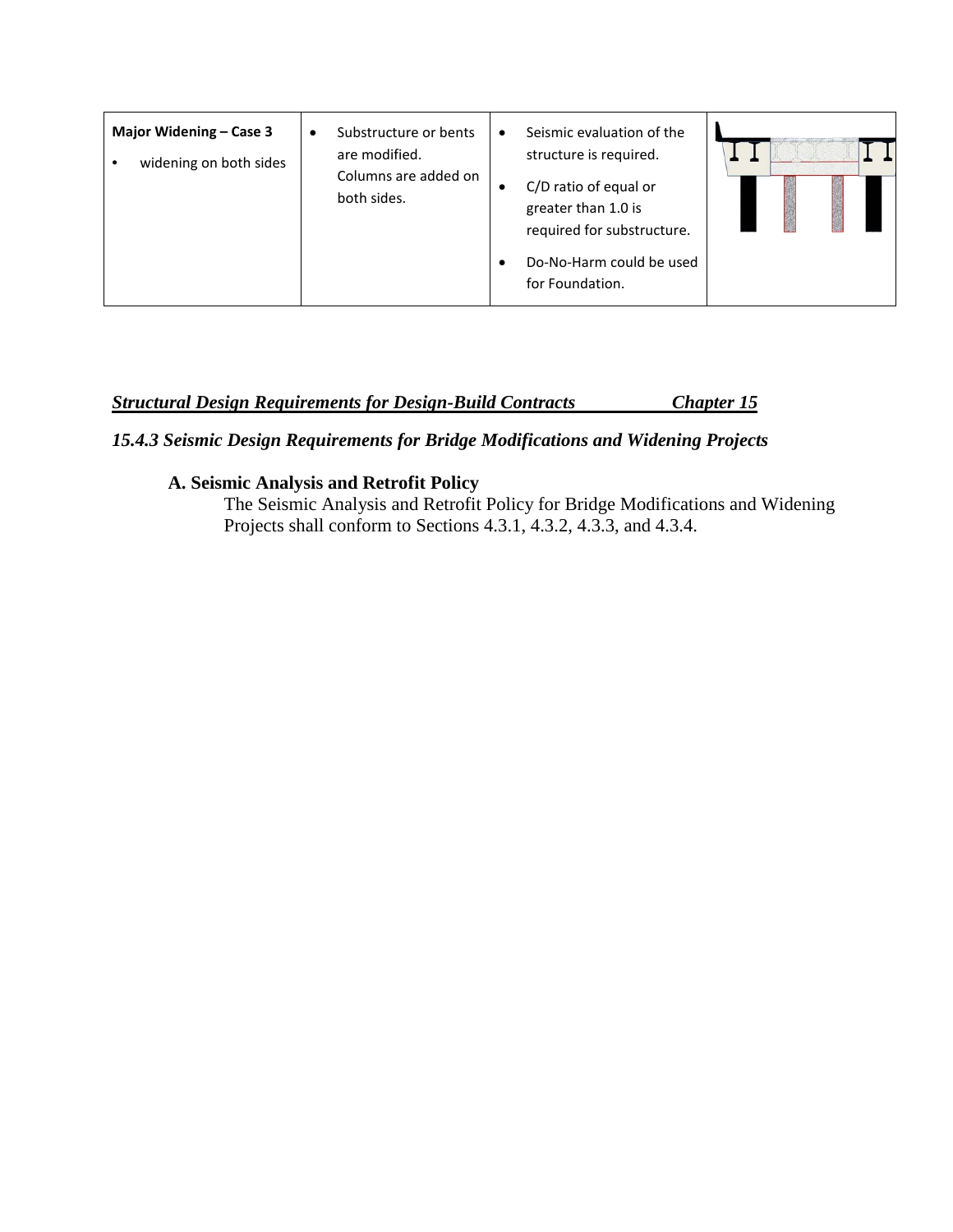| | | | |
|---|---|---|---|
| **Major Widening – Case 3**<br>• widening on both sides | • Substructure or bents are modified. Columns are added on both sides. | • Seismic evaluation of the structure is required.<br>• C/D ratio of equal or greater than 1.0 is required for substructure.<br>• Do-No-Harm could be used for Foundation. | |

***Structural Design Requirements for Design-Build Contracts Chapter 15***

### *15.4.3 Seismic Design Requirements for Bridge Modifications and Widening Projects*

#### A. Seismic Analysis and Retrofit Policy

The Seismic Analysis and Retrofit Policy for Bridge Modifications and Widening Projects shall conform to Sections 4.3.1, 4.3.2, 4.3.3, and 4.3.4.